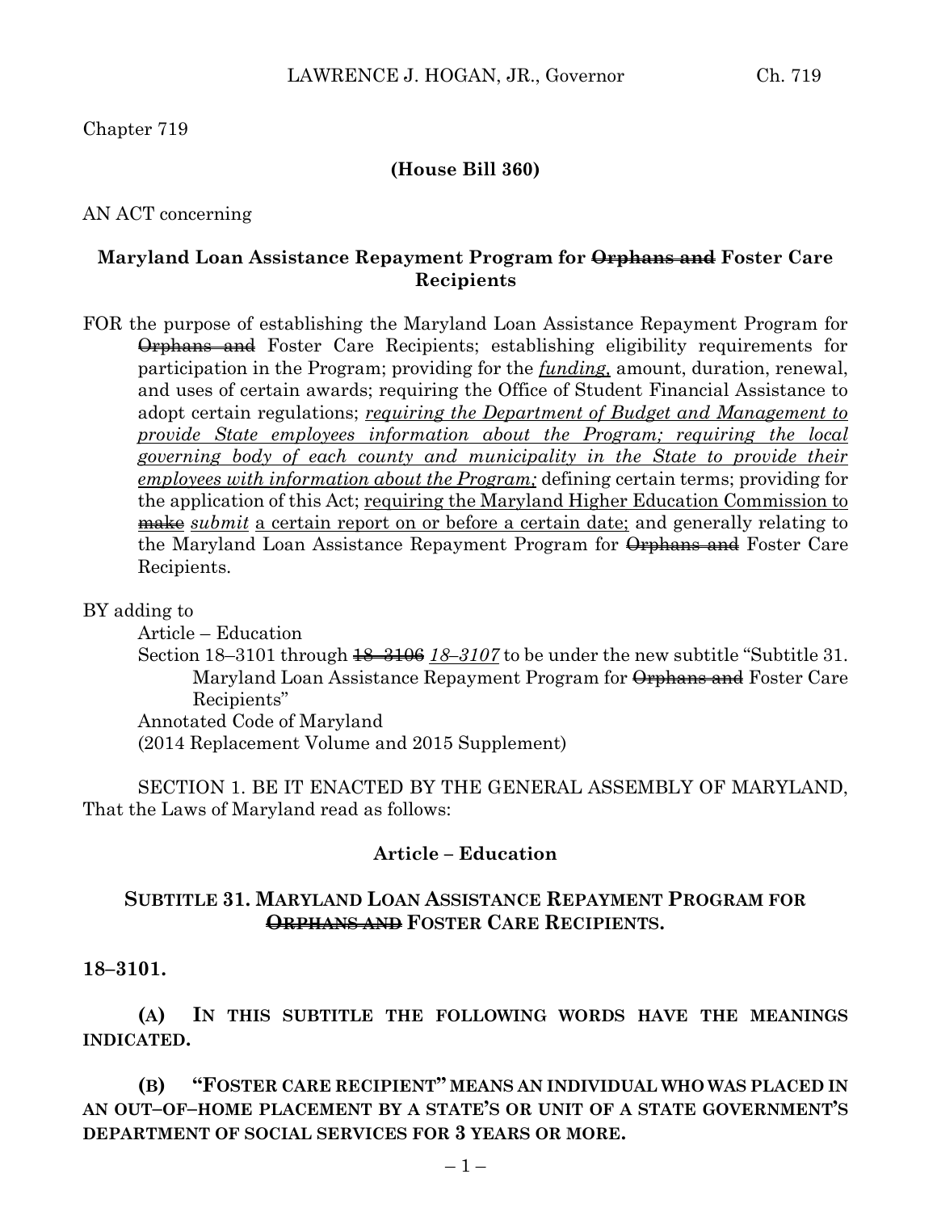Chapter 719

**(House Bill 360)**

AN ACT concerning

## Maryland Loan Assistance Repayment Program for ~~Orphans and~~ Foster Care Recipients

FOR the purpose of establishing the Maryland Loan Assistance Repayment Program for ~~Orphans and~~ Foster Care Recipients; establishing eligibility requirements for participation in the Program; providing for the *funding,* amount, duration, renewal, and uses of certain awards; requiring the Office of Student Financial Assistance to adopt certain regulations; *requiring the Department of Budget and Management to provide State employees information about the Program; requiring the local governing body of each county and municipality in the State to provide their employees with information about the Program;* defining certain terms; providing for the application of this Act; requiring the Maryland Higher Education Commission to ~~make~~ *submit* a certain report on or before a certain date; and generally relating to the Maryland Loan Assistance Repayment Program for ~~Orphans and~~ Foster Care Recipients.

BY adding to

Article – Education

Section 18–3101 through ~~18–3106~~ *18–3107* to be under the new subtitle "Subtitle 31. Maryland Loan Assistance Repayment Program for ~~Orphans and~~ Foster Care Recipients"

Annotated Code of Maryland

(2014 Replacement Volume and 2015 Supplement)

SECTION 1. BE IT ENACTED BY THE GENERAL ASSEMBLY OF MARYLAND, That the Laws of Maryland read as follows:

### Article – Education

### SUBTITLE 31. MARYLAND LOAN ASSISTANCE REPAYMENT PROGRAM FOR ~~ORPHANS AND~~ FOSTER CARE RECIPIENTS.

**18–3101.**

**(A) IN THIS SUBTITLE THE FOLLOWING WORDS HAVE THE MEANINGS INDICATED.**

**(B) "FOSTER CARE RECIPIENT" MEANS AN INDIVIDUAL WHO WAS PLACED IN AN OUT–OF–HOME PLACEMENT BY A STATE'S OR UNIT OF A STATE GOVERNMENT'S DEPARTMENT OF SOCIAL SERVICES FOR 3 YEARS OR MORE.**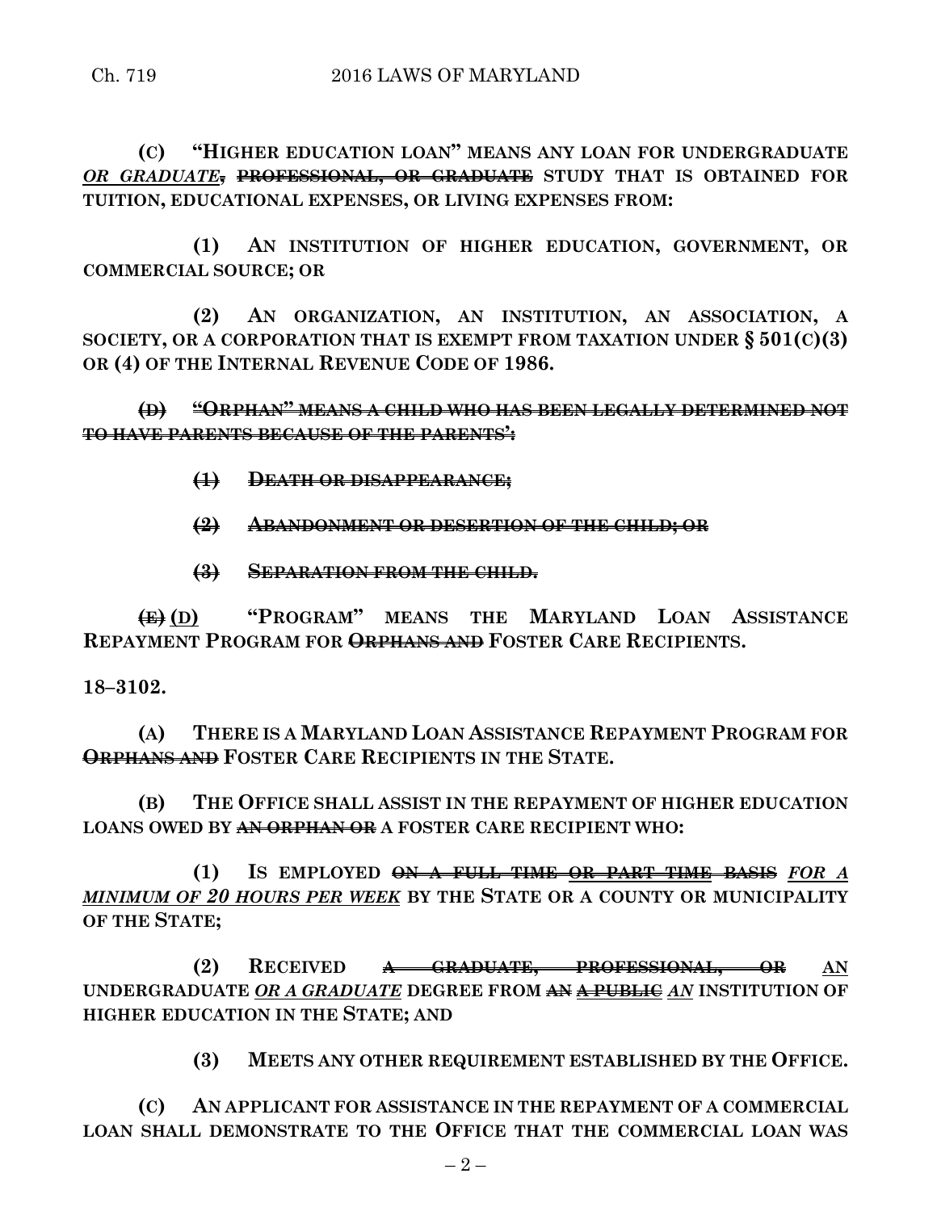**(C) "HIGHER EDUCATION LOAN" MEANS ANY LOAN FOR UNDERGRADUATE** ***OR GRADUATE*~~,~~ ~~**PROFESSIONAL, OR GRADUATE**~~ **STUDY THAT IS OBTAINED FOR TUITION, EDUCATIONAL EXPENSES, OR LIVING EXPENSES FROM:**

**(1) AN INSTITUTION OF HIGHER EDUCATION, GOVERNMENT, OR COMMERCIAL SOURCE; OR**

**(2) AN ORGANIZATION, AN INSTITUTION, AN ASSOCIATION, A SOCIETY, OR A CORPORATION THAT IS EXEMPT FROM TAXATION UNDER § 501(C)(3) OR (4) OF THE INTERNAL REVENUE CODE OF 1986.**

~~**(D) "ORPHAN" MEANS A CHILD WHO HAS BEEN LEGALLY DETERMINED NOT TO HAVE PARENTS BECAUSE OF THE PARENTS':**~~

~~**(1) DEATH OR DISAPPEARANCE;**~~

~~**(2) ABANDONMENT OR DESERTION OF THE CHILD; OR**~~

~~**(3) SEPARATION FROM THE CHILD.**~~

~~**(E)**~~ **(D) "PROGRAM" MEANS THE MARYLAND LOAN ASSISTANCE REPAYMENT PROGRAM FOR** ~~**ORPHANS AND**~~ **FOSTER CARE RECIPIENTS.**

**18–3102.**

**(A) THERE IS A MARYLAND LOAN ASSISTANCE REPAYMENT PROGRAM FOR** ~~**ORPHANS AND**~~ **FOSTER CARE RECIPIENTS IN THE STATE.**

**(B) THE OFFICE SHALL ASSIST IN THE REPAYMENT OF HIGHER EDUCATION LOANS OWED BY** ~~**AN ORPHAN OR**~~ **A FOSTER CARE RECIPIENT WHO:**

**(1) IS EMPLOYED** ~~**ON A FULL–TIME OR PART–TIME BASIS**~~ ***FOR A MINIMUM OF 20 HOURS PER WEEK*** **BY THE STATE OR A COUNTY OR MUNICIPALITY OF THE STATE;**

**(2) RECEIVED** ~~**A GRADUATE, PROFESSIONAL, OR**~~ **AN UNDERGRADUATE** ***OR A GRADUATE*** **DEGREE FROM** ~~**AN**~~ ~~**A PUBLIC**~~ ***AN*** **INSTITUTION OF HIGHER EDUCATION IN THE STATE; AND**

**(3) MEETS ANY OTHER REQUIREMENT ESTABLISHED BY THE OFFICE.**

**(C) AN APPLICANT FOR ASSISTANCE IN THE REPAYMENT OF A COMMERCIAL LOAN SHALL DEMONSTRATE TO THE OFFICE THAT THE COMMERCIAL LOAN WAS**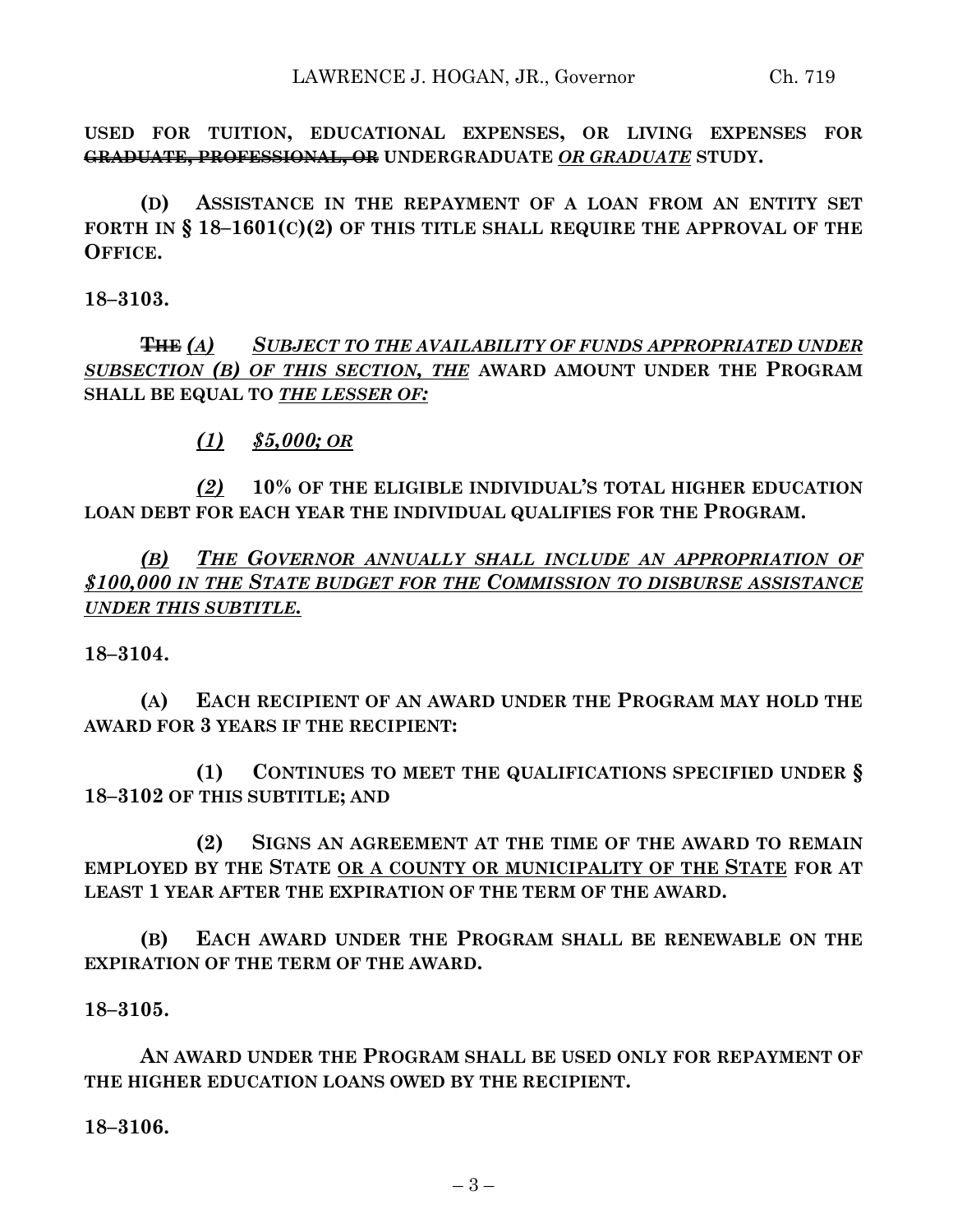**USED FOR TUITION, EDUCATIONAL EXPENSES, OR LIVING EXPENSES FOR ~~GRADUATE, PROFESSIONAL, OR~~ UNDERGRADUATE _*OR GRADUATE*_ STUDY.**

**(D) ASSISTANCE IN THE REPAYMENT OF A LOAN FROM AN ENTITY SET FORTH IN § 18–1601(C)(2) OF THIS TITLE SHALL REQUIRE THE APPROVAL OF THE OFFICE.**

**18–3103.**

~~**THE**~~ _*(A) SUBJECT TO THE AVAILABILITY OF FUNDS APPROPRIATED UNDER SUBSECTION (B) OF THIS SECTION, THE*_ **AWARD AMOUNT UNDER THE PROGRAM SHALL BE EQUAL TO** _*THE LESSER OF:*_

_*(1) $5,000; OR*_

_*(2)*_ **10% OF THE ELIGIBLE INDIVIDUAL'S TOTAL HIGHER EDUCATION LOAN DEBT FOR EACH YEAR THE INDIVIDUAL QUALIFIES FOR THE PROGRAM.**

_*(B) THE GOVERNOR ANNUALLY SHALL INCLUDE AN APPROPRIATION OF $100,000 IN THE STATE BUDGET FOR THE COMMISSION TO DISBURSE ASSISTANCE UNDER THIS SUBTITLE.*_

**18–3104.**

**(A) EACH RECIPIENT OF AN AWARD UNDER THE PROGRAM MAY HOLD THE AWARD FOR 3 YEARS IF THE RECIPIENT:**

**(1) CONTINUES TO MEET THE QUALIFICATIONS SPECIFIED UNDER § 18–3102 OF THIS SUBTITLE; AND**

**(2) SIGNS AN AGREEMENT AT THE TIME OF THE AWARD TO REMAIN EMPLOYED BY THE STATE _OR A COUNTY OR MUNICIPALITY OF THE STATE_ FOR AT LEAST 1 YEAR AFTER THE EXPIRATION OF THE TERM OF THE AWARD.**

**(B) EACH AWARD UNDER THE PROGRAM SHALL BE RENEWABLE ON THE EXPIRATION OF THE TERM OF THE AWARD.**

**18–3105.**

**AN AWARD UNDER THE PROGRAM SHALL BE USED ONLY FOR REPAYMENT OF THE HIGHER EDUCATION LOANS OWED BY THE RECIPIENT.**

**18–3106.**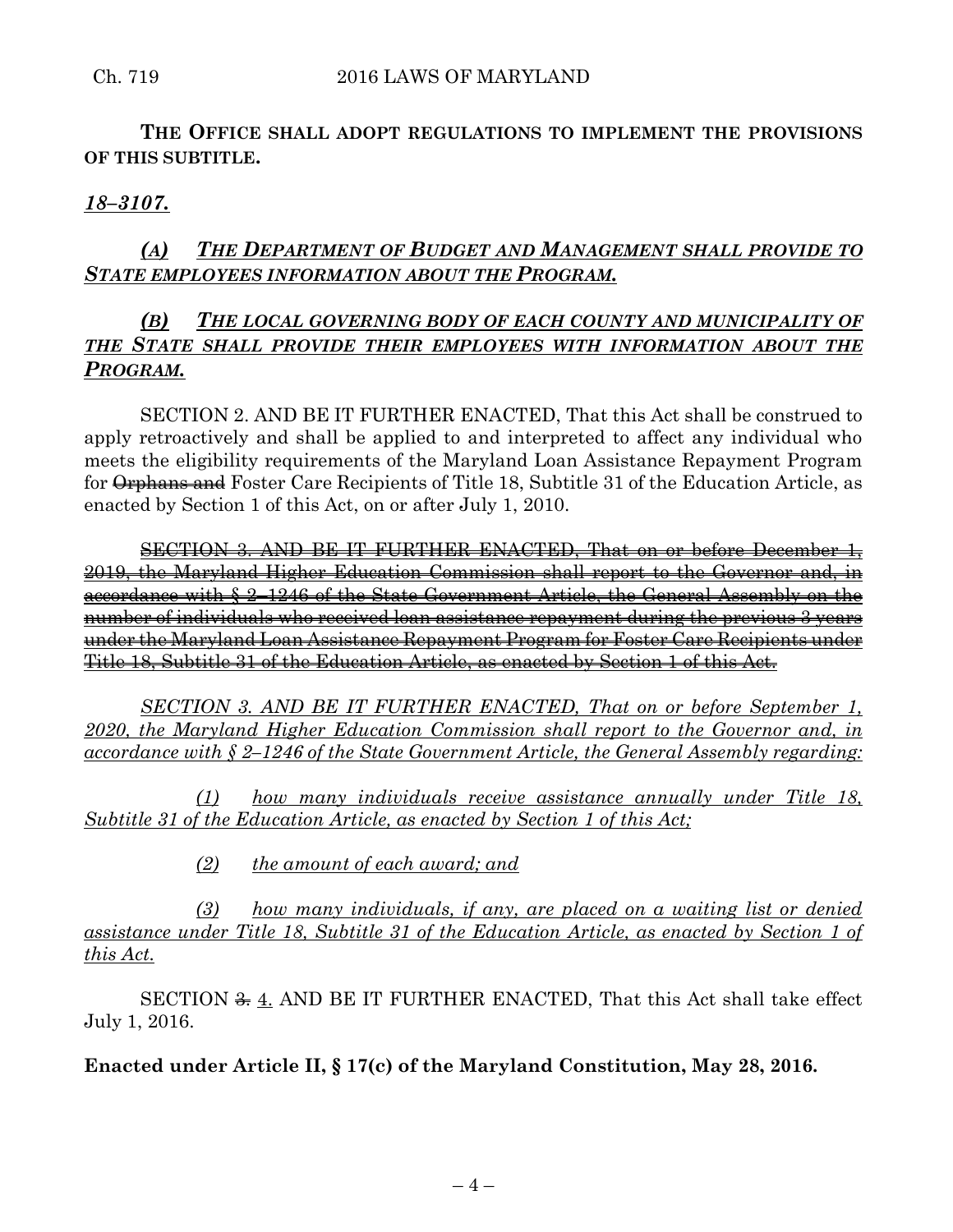**THE OFFICE SHALL ADOPT REGULATIONS TO IMPLEMENT THE PROVISIONS OF THIS SUBTITLE.**

***18–3107.***

***(A) THE DEPARTMENT OF BUDGET AND MANAGEMENT SHALL PROVIDE TO STATE EMPLOYEES INFORMATION ABOUT THE PROGRAM.***

***(B) THE LOCAL GOVERNING BODY OF EACH COUNTY AND MUNICIPALITY OF THE STATE SHALL PROVIDE THEIR EMPLOYEES WITH INFORMATION ABOUT THE PROGRAM.***

SECTION 2. AND BE IT FURTHER ENACTED, That this Act shall be construed to apply retroactively and shall be applied to and interpreted to affect any individual who meets the eligibility requirements of the Maryland Loan Assistance Repayment Program for ~~Orphans and~~ Foster Care Recipients of Title 18, Subtitle 31 of the Education Article, as enacted by Section 1 of this Act, on or after July 1, 2010.

~~SECTION 3. AND BE IT FURTHER ENACTED, That on or before December 1, 2019, the Maryland Higher Education Commission shall report to the Governor and, in accordance with § 2–1246 of the State Government Article, the General Assembly on the number of individuals who received loan assistance repayment during the previous 3 years under the Maryland Loan Assistance Repayment Program for Foster Care Recipients under Title 18, Subtitle 31 of the Education Article, as enacted by Section 1 of this Act.~~

*SECTION 3. AND BE IT FURTHER ENACTED, That on or before September 1, 2020, the Maryland Higher Education Commission shall report to the Governor and, in accordance with § 2–1246 of the State Government Article, the General Assembly regarding:*

*(1) how many individuals receive assistance annually under Title 18, Subtitle 31 of the Education Article, as enacted by Section 1 of this Act;*

*(2) the amount of each award; and*

*(3) how many individuals, if any, are placed on a waiting list or denied assistance under Title 18, Subtitle 31 of the Education Article, as enacted by Section 1 of this Act.*

SECTION ~~3.~~ 4. AND BE IT FURTHER ENACTED, That this Act shall take effect July 1, 2016.

**Enacted under Article II, § 17(c) of the Maryland Constitution, May 28, 2016.**